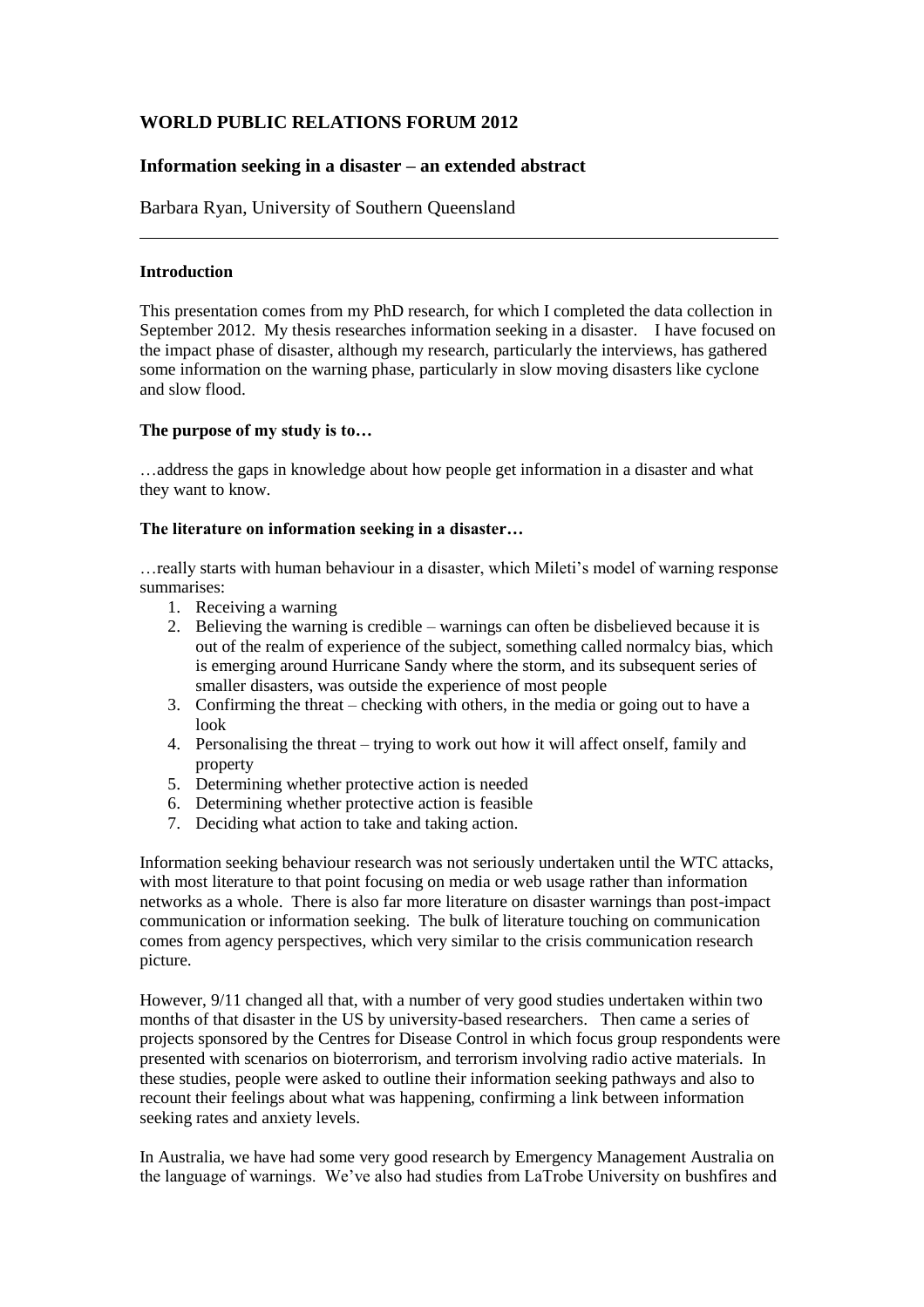## WORLD PUBLIC RELATIONS FORUM 2012

### Information seeking in a disaster – an extended abstract

Barbara Ryan, University of Southern Queensland

---

**Introduction**

This presentation comes from my PhD research, for which I completed the data collection in September 2012. My thesis researches information seeking in a disaster. I have focused on the impact phase of disaster, although my research, particularly the interviews, has gathered some information on the warning phase, particularly in slow moving disasters like cyclone and slow flood.

**The purpose of my study is to…**

…address the gaps in knowledge about how people get information in a disaster and what they want to know.

**The literature on information seeking in a disaster…**

…really starts with human behaviour in a disaster, which Mileti's model of warning response summarises:

1. Receiving a warning
2. Believing the warning is credible – warnings can often be disbelieved because it is out of the realm of experience of the subject, something called normalcy bias, which is emerging around Hurricane Sandy where the storm, and its subsequent series of smaller disasters, was outside the experience of most people
3. Confirming the threat – checking with others, in the media or going out to have a look
4. Personalising the threat – trying to work out how it will affect onself, family and property
5. Determining whether protective action is needed
6. Determining whether protective action is feasible
7. Deciding what action to take and taking action.

Information seeking behaviour research was not seriously undertaken until the WTC attacks, with most literature to that point focusing on media or web usage rather than information networks as a whole. There is also far more literature on disaster warnings than post-impact communication or information seeking. The bulk of literature touching on communication comes from agency perspectives, which very similar to the crisis communication research picture.

However, 9/11 changed all that, with a number of very good studies undertaken within two months of that disaster in the US by university-based researchers. Then came a series of projects sponsored by the Centres for Disease Control in which focus group respondents were presented with scenarios on bioterrorism, and terrorism involving radio active materials. In these studies, people were asked to outline their information seeking pathways and also to recount their feelings about what was happening, confirming a link between information seeking rates and anxiety levels.

In Australia, we have had some very good research by Emergency Management Australia on the language of warnings. We've also had studies from LaTrobe University on bushfires and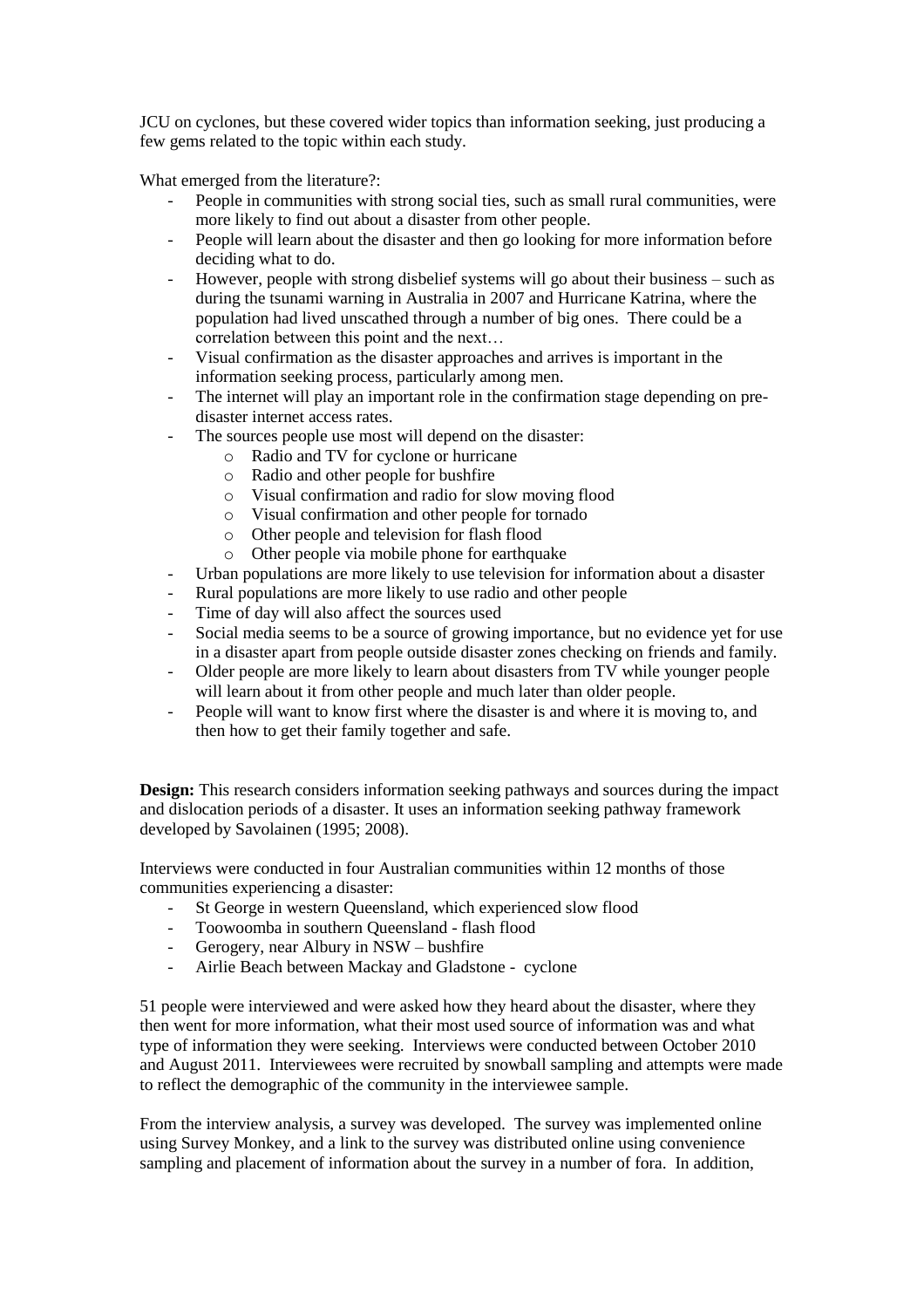JCU on cyclones, but these covered wider topics than information seeking, just producing a few gems related to the topic within each study.

What emerged from the literature?:

- People in communities with strong social ties, such as small rural communities, were more likely to find out about a disaster from other people.
- People will learn about the disaster and then go looking for more information before deciding what to do.
- However, people with strong disbelief systems will go about their business – such as during the tsunami warning in Australia in 2007 and Hurricane Katrina, where the population had lived unscathed through a number of big ones. There could be a correlation between this point and the next…
- Visual confirmation as the disaster approaches and arrives is important in the information seeking process, particularly among men.
- The internet will play an important role in the confirmation stage depending on pre-disaster internet access rates.
- The sources people use most will depend on the disaster:
    - Radio and TV for cyclone or hurricane
    - Radio and other people for bushfire
    - Visual confirmation and radio for slow moving flood
    - Visual confirmation and other people for tornado
    - Other people and television for flash flood
    - Other people via mobile phone for earthquake
- Urban populations are more likely to use television for information about a disaster
- Rural populations are more likely to use radio and other people
- Time of day will also affect the sources used
- Social media seems to be a source of growing importance, but no evidence yet for use in a disaster apart from people outside disaster zones checking on friends and family.
- Older people are more likely to learn about disasters from TV while younger people will learn about it from other people and much later than older people.
- People will want to know first where the disaster is and where it is moving to, and then how to get their family together and safe.

**Design:** This research considers information seeking pathways and sources during the impact and dislocation periods of a disaster. It uses an information seeking pathway framework developed by Savolainen (1995; 2008).

Interviews were conducted in four Australian communities within 12 months of those communities experiencing a disaster:

- St George in western Queensland, which experienced slow flood
- Toowoomba in southern Queensland - flash flood
- Gerogery, near Albury in NSW – bushfire
- Airlie Beach between Mackay and Gladstone - cyclone

51 people were interviewed and were asked how they heard about the disaster, where they then went for more information, what their most used source of information was and what type of information they were seeking. Interviews were conducted between October 2010 and August 2011. Interviewees were recruited by snowball sampling and attempts were made to reflect the demographic of the community in the interviewee sample.

From the interview analysis, a survey was developed. The survey was implemented online using Survey Monkey, and a link to the survey was distributed online using convenience sampling and placement of information about the survey in a number of fora. In addition,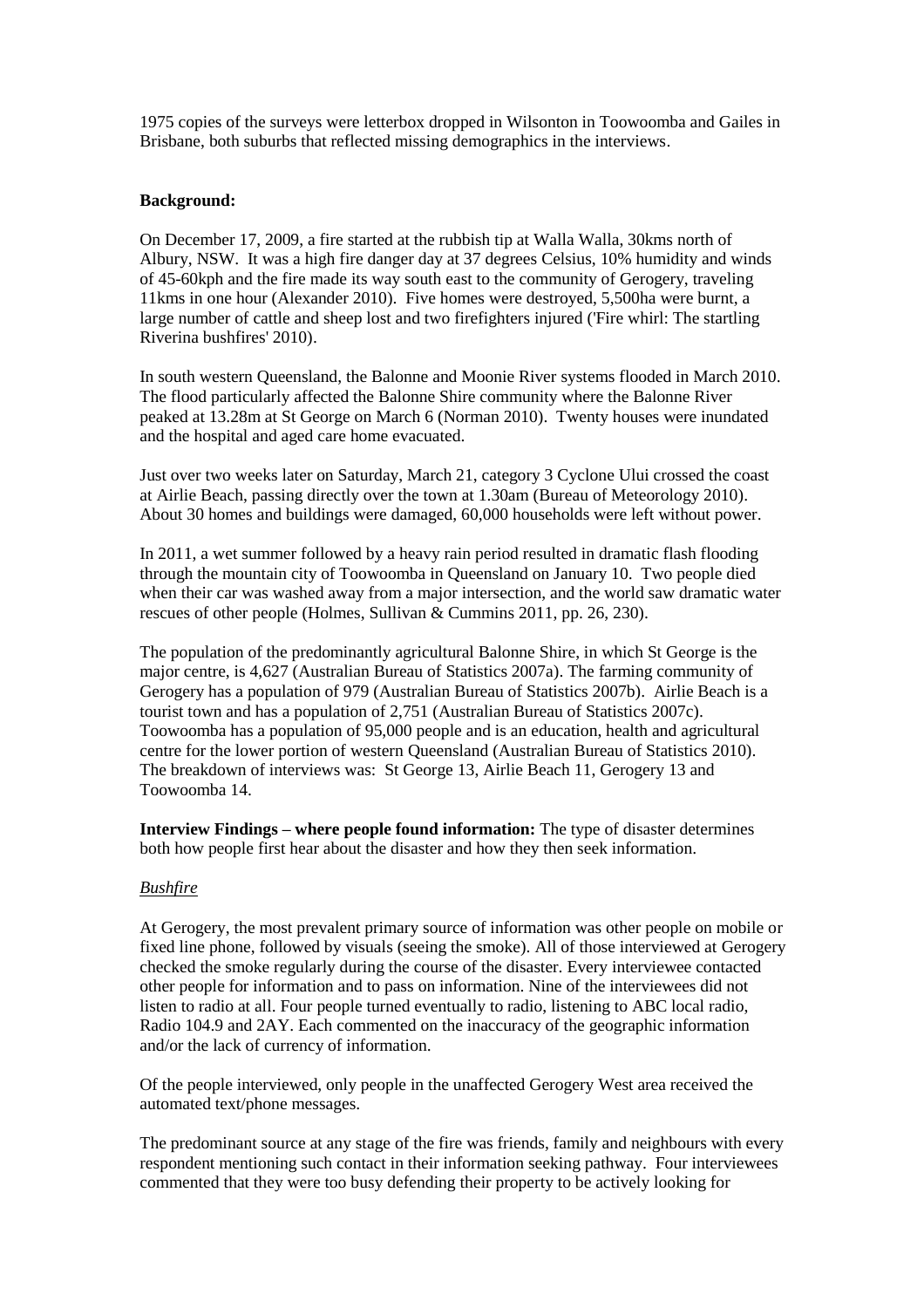1975 copies of the surveys were letterbox dropped in Wilsonton in Toowoomba and Gailes in Brisbane, both suburbs that reflected missing demographics in the interviews.

**Background:**

On December 17, 2009, a fire started at the rubbish tip at Walla Walla, 30kms north of Albury, NSW. It was a high fire danger day at 37 degrees Celsius, 10% humidity and winds of 45-60kph and the fire made its way south east to the community of Gerogery, traveling 11kms in one hour (Alexander 2010). Five homes were destroyed, 5,500ha were burnt, a large number of cattle and sheep lost and two firefighters injured ('Fire whirl: The startling Riverina bushfires' 2010).

In south western Queensland, the Balonne and Moonie River systems flooded in March 2010. The flood particularly affected the Balonne Shire community where the Balonne River peaked at 13.28m at St George on March 6 (Norman 2010). Twenty houses were inundated and the hospital and aged care home evacuated.

Just over two weeks later on Saturday, March 21, category 3 Cyclone Ului crossed the coast at Airlie Beach, passing directly over the town at 1.30am (Bureau of Meteorology 2010). About 30 homes and buildings were damaged, 60,000 households were left without power.

In 2011, a wet summer followed by a heavy rain period resulted in dramatic flash flooding through the mountain city of Toowoomba in Queensland on January 10. Two people died when their car was washed away from a major intersection, and the world saw dramatic water rescues of other people (Holmes, Sullivan & Cummins 2011, pp. 26, 230).

The population of the predominantly agricultural Balonne Shire, in which St George is the major centre, is 4,627 (Australian Bureau of Statistics 2007a). The farming community of Gerogery has a population of 979 (Australian Bureau of Statistics 2007b). Airlie Beach is a tourist town and has a population of 2,751 (Australian Bureau of Statistics 2007c). Toowoomba has a population of 95,000 people and is an education, health and agricultural centre for the lower portion of western Queensland (Australian Bureau of Statistics 2010). The breakdown of interviews was: St George 13, Airlie Beach 11, Gerogery 13 and Toowoomba 14.

**Interview Findings – where people found information:** The type of disaster determines both how people first hear about the disaster and how they then seek information.

*Bushfire*

At Gerogery, the most prevalent primary source of information was other people on mobile or fixed line phone, followed by visuals (seeing the smoke). All of those interviewed at Gerogery checked the smoke regularly during the course of the disaster. Every interviewee contacted other people for information and to pass on information. Nine of the interviewees did not listen to radio at all. Four people turned eventually to radio, listening to ABC local radio, Radio 104.9 and 2AY. Each commented on the inaccuracy of the geographic information and/or the lack of currency of information.

Of the people interviewed, only people in the unaffected Gerogery West area received the automated text/phone messages.

The predominant source at any stage of the fire was friends, family and neighbours with every respondent mentioning such contact in their information seeking pathway. Four interviewees commented that they were too busy defending their property to be actively looking for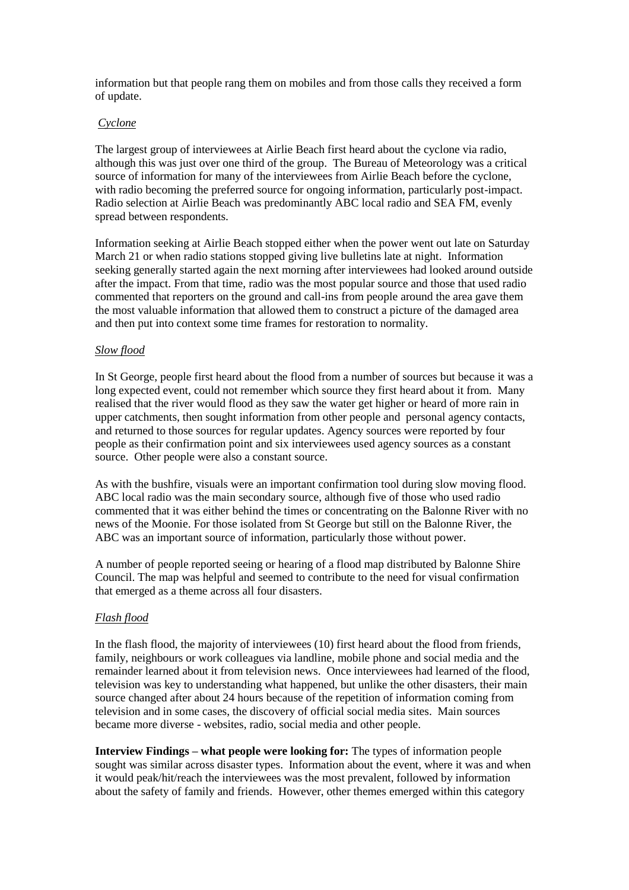information but that people rang them on mobiles and from those calls they received a form of update.

*Cyclone*

The largest group of interviewees at Airlie Beach first heard about the cyclone via radio, although this was just over one third of the group. The Bureau of Meteorology was a critical source of information for many of the interviewees from Airlie Beach before the cyclone, with radio becoming the preferred source for ongoing information, particularly post-impact. Radio selection at Airlie Beach was predominantly ABC local radio and SEA FM, evenly spread between respondents.

Information seeking at Airlie Beach stopped either when the power went out late on Saturday March 21 or when radio stations stopped giving live bulletins late at night. Information seeking generally started again the next morning after interviewees had looked around outside after the impact. From that time, radio was the most popular source and those that used radio commented that reporters on the ground and call-ins from people around the area gave them the most valuable information that allowed them to construct a picture of the damaged area and then put into context some time frames for restoration to normality.

*Slow flood*

In St George, people first heard about the flood from a number of sources but because it was a long expected event, could not remember which source they first heard about it from. Many realised that the river would flood as they saw the water get higher or heard of more rain in upper catchments, then sought information from other people and personal agency contacts, and returned to those sources for regular updates. Agency sources were reported by four people as their confirmation point and six interviewees used agency sources as a constant source. Other people were also a constant source.

As with the bushfire, visuals were an important confirmation tool during slow moving flood. ABC local radio was the main secondary source, although five of those who used radio commented that it was either behind the times or concentrating on the Balonne River with no news of the Moonie. For those isolated from St George but still on the Balonne River, the ABC was an important source of information, particularly those without power.

A number of people reported seeing or hearing of a flood map distributed by Balonne Shire Council. The map was helpful and seemed to contribute to the need for visual confirmation that emerged as a theme across all four disasters.

*Flash flood*

In the flash flood, the majority of interviewees (10) first heard about the flood from friends, family, neighbours or work colleagues via landline, mobile phone and social media and the remainder learned about it from television news. Once interviewees had learned of the flood, television was key to understanding what happened, but unlike the other disasters, their main source changed after about 24 hours because of the repetition of information coming from television and in some cases, the discovery of official social media sites. Main sources became more diverse - websites, radio, social media and other people.

**Interview Findings – what people were looking for:** The types of information people sought was similar across disaster types. Information about the event, where it was and when it would peak/hit/reach the interviewees was the most prevalent, followed by information about the safety of family and friends. However, other themes emerged within this category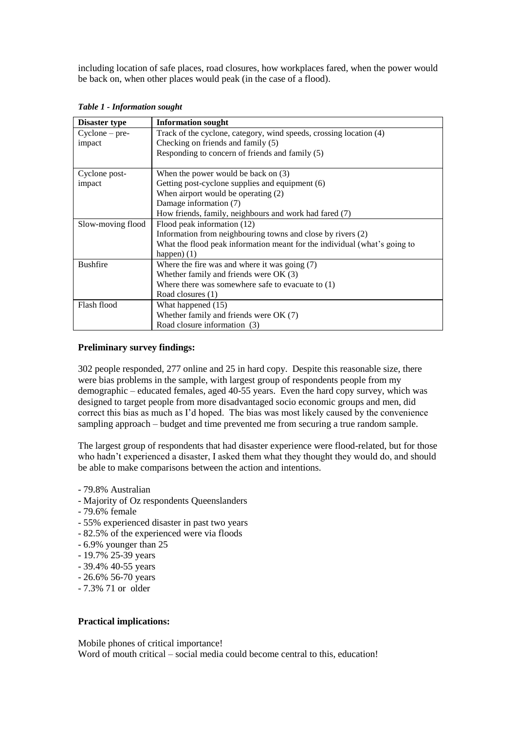including location of safe places, road closures, how workplaces fared, when the power would be back on, when other places would peak (in the case of a flood).

*Table 1 - Information sought*

| Disaster type | Information sought |
|---|---|
| Cyclone – pre-impact | Track of the cyclone, category, wind speeds, crossing location (4)<br>Checking on friends and family (5)<br>Responding to concern of friends and family (5) |
| Cyclone post-impact | When the power would be back on (3)<br>Getting post-cyclone supplies and equipment (6)<br>When airport would be operating (2)<br>Damage information (7)<br>How friends, family, neighbours and work had fared (7) |
| Slow-moving flood | Flood peak information (12)<br>Information from neighbouring towns and close by rivers (2)<br>What the flood peak information meant for the individual (what's going to happen) (1) |
| Bushfire | Where the fire was and where it was going (7)<br>Whether family and friends were OK (3)<br>Where there was somewhere safe to evacuate to (1)<br>Road closures (1) |
| Flash flood | What happened (15)<br>Whether family and friends were OK (7)<br>Road closure information (3) |

**Preliminary survey findings:**

302 people responded, 277 online and 25 in hard copy. Despite this reasonable size, there were bias problems in the sample, with largest group of respondents people from my demographic – educated females, aged 40-55 years. Even the hard copy survey, which was designed to target people from more disadvantaged socio economic groups and men, did correct this bias as much as I'd hoped. The bias was most likely caused by the convenience sampling approach – budget and time prevented me from securing a true random sample.

The largest group of respondents that had disaster experience were flood-related, but for those who hadn't experienced a disaster, I asked them what they thought they would do, and should be able to make comparisons between the action and intentions.

- 79.8% Australian
- Majority of Oz respondents Queenslanders
- 79.6% female
- 55% experienced disaster in past two years
- 82.5% of the experienced were via floods
- 6.9% younger than 25
- 19.7% 25-39 years
- 39.4% 40-55 years
- 26.6% 56-70 years
- 7.3% 71 or older

**Practical implications:**

Mobile phones of critical importance!
Word of mouth critical – social media could become central to this, education!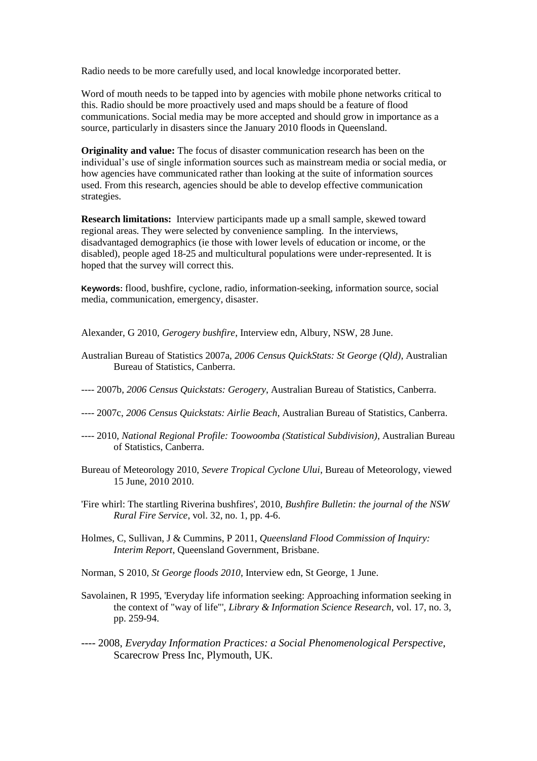Radio needs to be more carefully used, and local knowledge incorporated better.

Word of mouth needs to be tapped into by agencies with mobile phone networks critical to this. Radio should be more proactively used and maps should be a feature of flood communications. Social media may be more accepted and should grow in importance as a source, particularly in disasters since the January 2010 floods in Queensland.

**Originality and value:** The focus of disaster communication research has been on the individual's use of single information sources such as mainstream media or social media, or how agencies have communicated rather than looking at the suite of information sources used. From this research, agencies should be able to develop effective communication strategies.

**Research limitations:** Interview participants made up a small sample, skewed toward regional areas. They were selected by convenience sampling. In the interviews, disadvantaged demographics (ie those with lower levels of education or income, or the disabled), people aged 18-25 and multicultural populations were under-represented. It is hoped that the survey will correct this.

**Keywords:** flood, bushfire, cyclone, radio, information-seeking, information source, social media, communication, emergency, disaster.

Alexander, G 2010, *Gerogery bushfire*, Interview edn, Albury, NSW, 28 June.

Australian Bureau of Statistics 2007a, *2006 Census QuickStats: St George (Qld)*, Australian Bureau of Statistics, Canberra.

---- 2007b, *2006 Census Quickstats: Gerogery*, Australian Bureau of Statistics, Canberra.

---- 2007c, *2006 Census Quickstats: Airlie Beach*, Australian Bureau of Statistics, Canberra.

---- 2010, *National Regional Profile: Toowoomba (Statistical Subdivision)*, Australian Bureau of Statistics, Canberra.

Bureau of Meteorology 2010, *Severe Tropical Cyclone Ului*, Bureau of Meteorology, viewed 15 June, 2010 2010.

'Fire whirl: The startling Riverina bushfires', 2010, *Bushfire Bulletin: the journal of the NSW Rural Fire Service*, vol. 32, no. 1, pp. 4-6.

Holmes, C, Sullivan, J & Cummins, P 2011, *Queensland Flood Commission of Inquiry: Interim Report*, Queensland Government, Brisbane.

Norman, S 2010, *St George floods 2010*, Interview edn, St George, 1 June.

Savolainen, R 1995, 'Everyday life information seeking: Approaching information seeking in the context of "way of life"', *Library & Information Science Research*, vol. 17, no. 3, pp. 259-94.

---- 2008, *Everyday Information Practices: a Social Phenomenological Perspective*, Scarecrow Press Inc, Plymouth, UK.